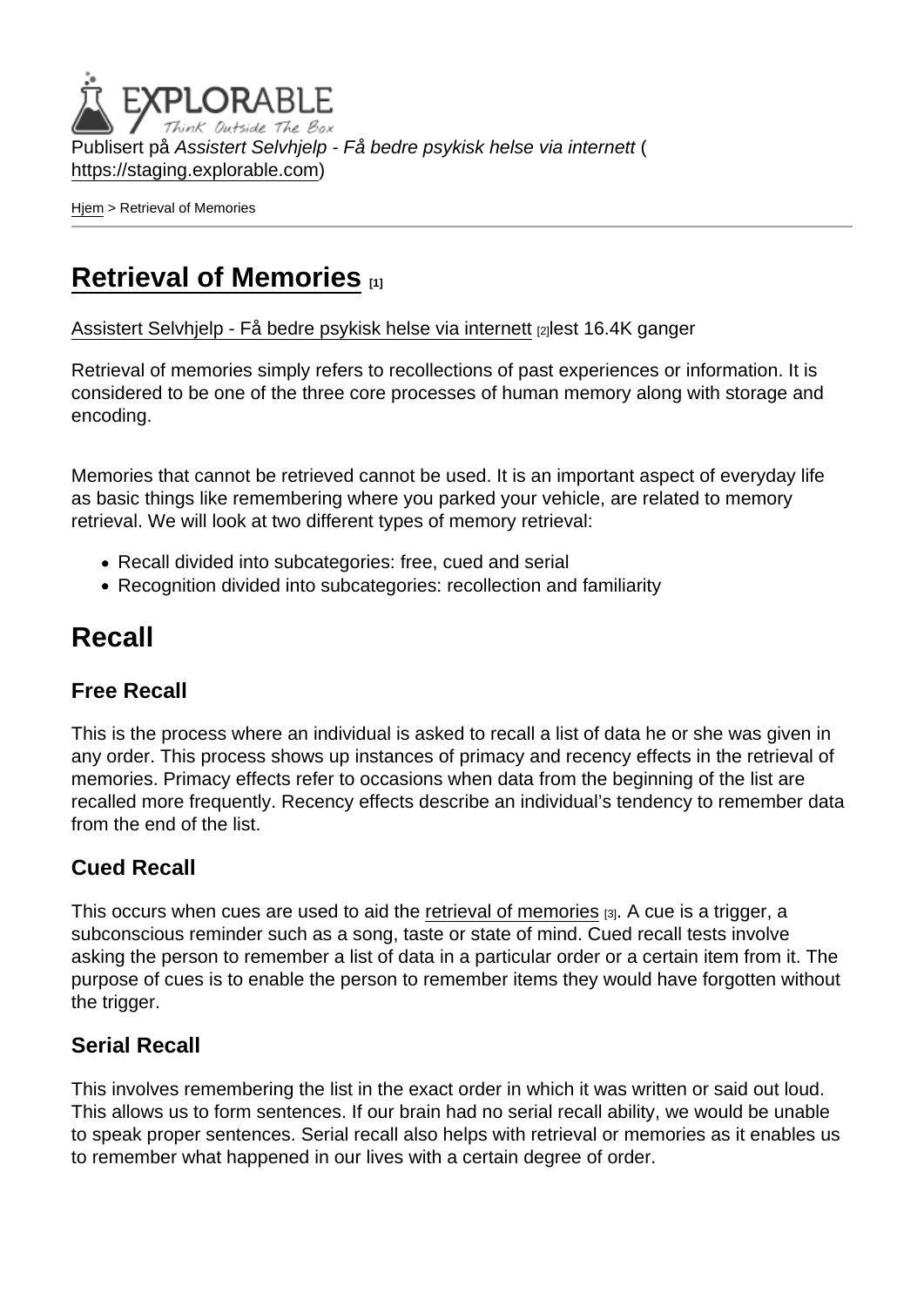Publisert på *Assistert Selvhjelp - Få bedre psykisk helse via internett* (https://staging.explorable.com)

Hjem > Retrieval of Memories

# Retrieval of Memories [1]

Assistert Selvhjelp - Få bedre psykisk helse via internett [2]lest 16.4K ganger

Retrieval of memories simply refers to recollections of past experiences or information. It is considered to be one of the three core processes of human memory along with storage and encoding.

Memories that cannot be retrieved cannot be used. It is an important aspect of everyday life as basic things like remembering where you parked your vehicle, are related to memory retrieval. We will look at two different types of memory retrieval:

- Recall divided into subcategories: free, cued and serial
- Recognition divided into subcategories: recollection and familiarity

## Recall

### Free Recall

This is the process where an individual is asked to recall a list of data he or she was given in any order. This process shows up instances of primacy and recency effects in the retrieval of memories. Primacy effects refer to occasions when data from the beginning of the list are recalled more frequently. Recency effects describe an individual's tendency to remember data from the end of the list.

### Cued Recall

This occurs when cues are used to aid the retrieval of memories [3]. A cue is a trigger, a subconscious reminder such as a song, taste or state of mind. Cued recall tests involve asking the person to remember a list of data in a particular order or a certain item from it. The purpose of cues is to enable the person to remember items they would have forgotten without the trigger.

### Serial Recall

This involves remembering the list in the exact order in which it was written or said out loud. This allows us to form sentences. If our brain had no serial recall ability, we would be unable to speak proper sentences. Serial recall also helps with retrieval or memories as it enables us to remember what happened in our lives with a certain degree of order.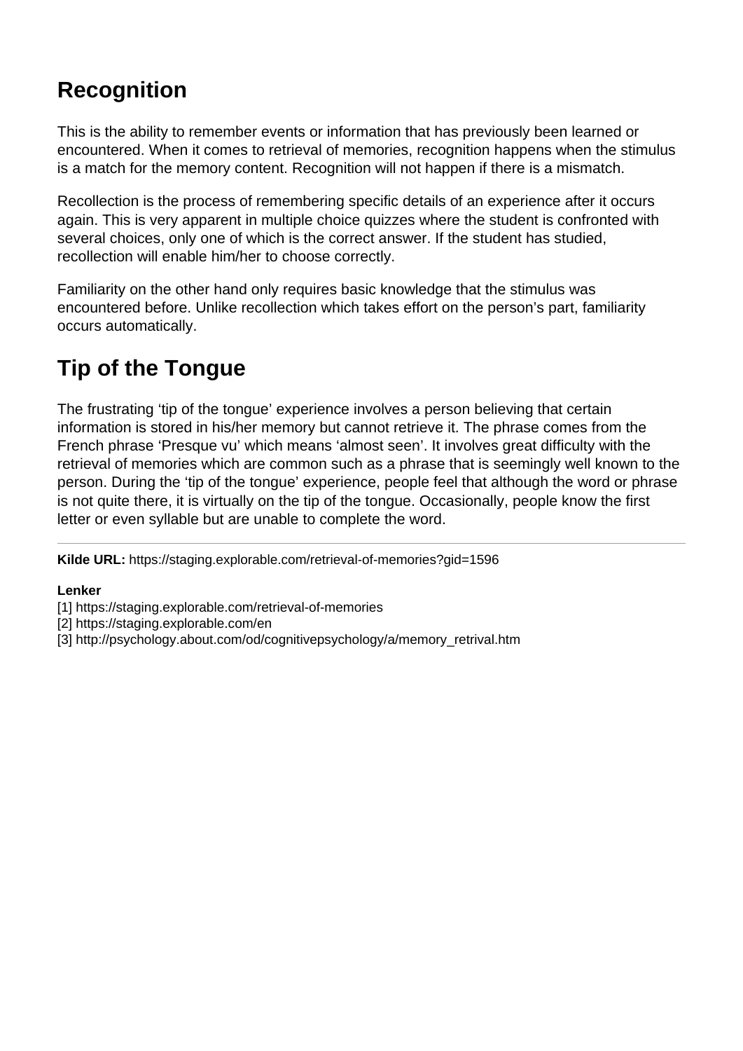## Recognition

This is the ability to remember events or information that has previously been learned or encountered. When it comes to retrieval of memories, recognition happens when the stimulus is a match for the memory content. Recognition will not happen if there is a mismatch.

Recollection is the process of remembering specific details of an experience after it occurs again. This is very apparent in multiple choice quizzes where the student is confronted with several choices, only one of which is the correct answer. If the student has studied, recollection will enable him/her to choose correctly.

Familiarity on the other hand only requires basic knowledge that the stimulus was encountered before. Unlike recollection which takes effort on the person's part, familiarity occurs automatically.

## Tip of the Tongue

The frustrating 'tip of the tongue' experience involves a person believing that certain information is stored in his/her memory but cannot retrieve it. The phrase comes from the French phrase 'Presque vu' which means 'almost seen'. It involves great difficulty with the retrieval of memories which are common such as a phrase that is seemingly well known to the person. During the 'tip of the tongue' experience, people feel that although the word or phrase is not quite there, it is virtually on the tip of the tongue. Occasionally, people know the first letter or even syllable but are unable to complete the word.

---

**Kilde URL:** https://staging.explorable.com/retrieval-of-memories?gid=1596

**Lenker**
[1] https://staging.explorable.com/retrieval-of-memories
[2] https://staging.explorable.com/en
[3] http://psychology.about.com/od/cognitivepsychology/a/memory_retrival.htm